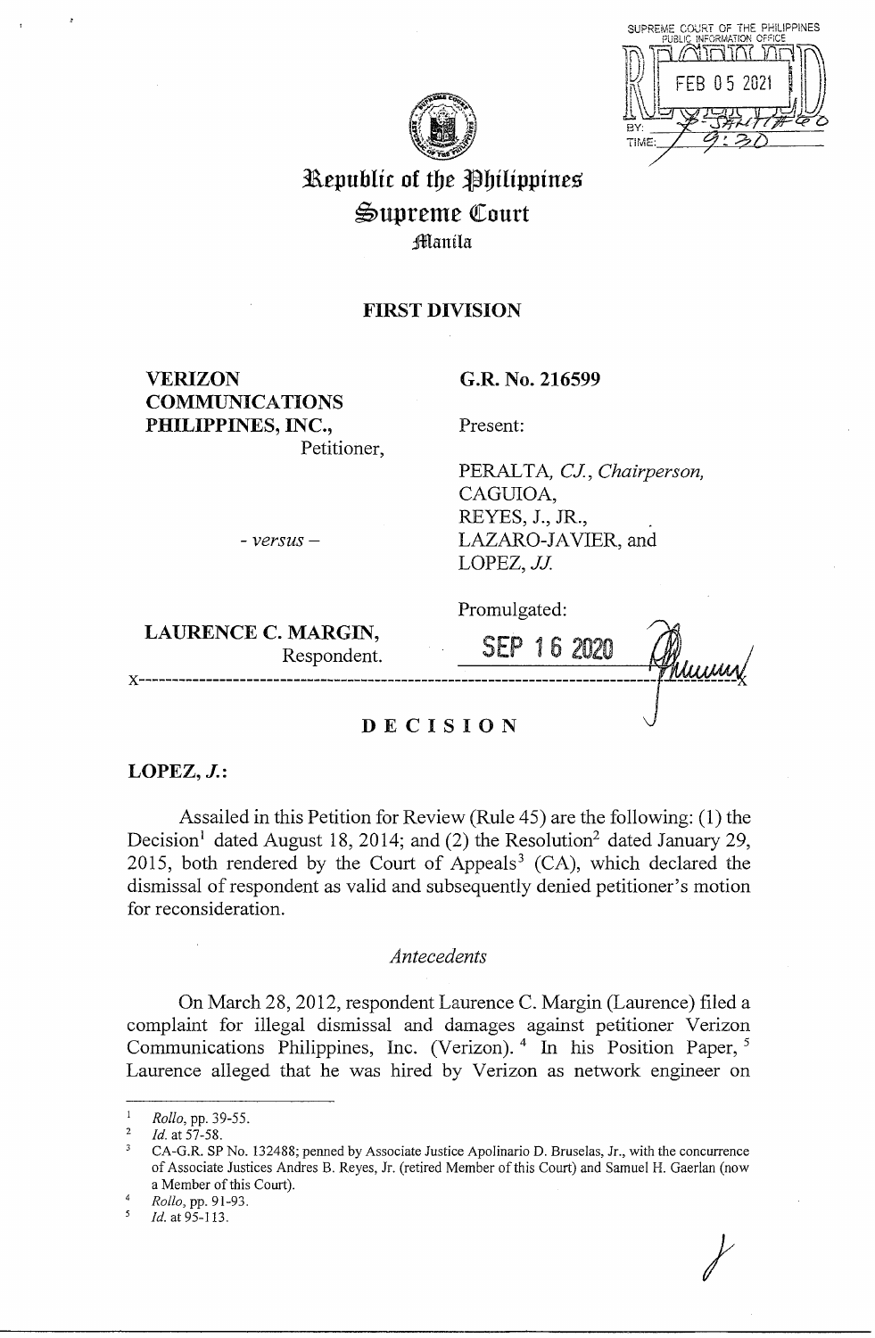Republic of the Philippines
Supreme Court
Manila

**FIRST DIVISION**

**VERIZON COMMUNICATIONS PHILIPPINES, INC.,**
Petitioner,

*- versus -*

**LAURENCE C. MARGIN,**
Respondent.

**G.R. No. 216599**

Present:

PERALTA, *CJ., Chairperson,*
CAGUIOA,
REYES, J., JR.,
LAZARO-JAVIER, and
LOPEZ, *JJ.*

Promulgated:

SEP 16 2020

x------------------------------------------------------------------------------------x

# DECISION

**LOPEZ, *J.*:**

Assailed in this Petition for Review (Rule 45) are the following: (1) the Decision[1] dated August 18, 2014; and (2) the Resolution[2] dated January 29, 2015, both rendered by the Court of Appeals[3] (CA), which declared the dismissal of respondent as valid and subsequently denied petitioner's motion for reconsideration.

## *Antecedents*

On March 28, 2012, respondent Laurence C. Margin (Laurence) filed a complaint for illegal dismissal and damages against petitioner Verizon Communications Philippines, Inc. (Verizon).[4] In his Position Paper,[5] Laurence alleged that he was hired by Verizon as network engineer on

---

[1] *Rollo*, pp. 39-55.
[2] *Id.* at 57-58.
[3] CA-G.R. SP No. 132488; penned by Associate Justice Apolinario D. Bruselas, Jr., with the concurrence of Associate Justices Andres B. Reyes, Jr. (retired Member of this Court) and Samuel H. Gaerlan (now a Member of this Court).
[4] *Rollo*, pp. 91-93.
[5] *Id.* at 95-113.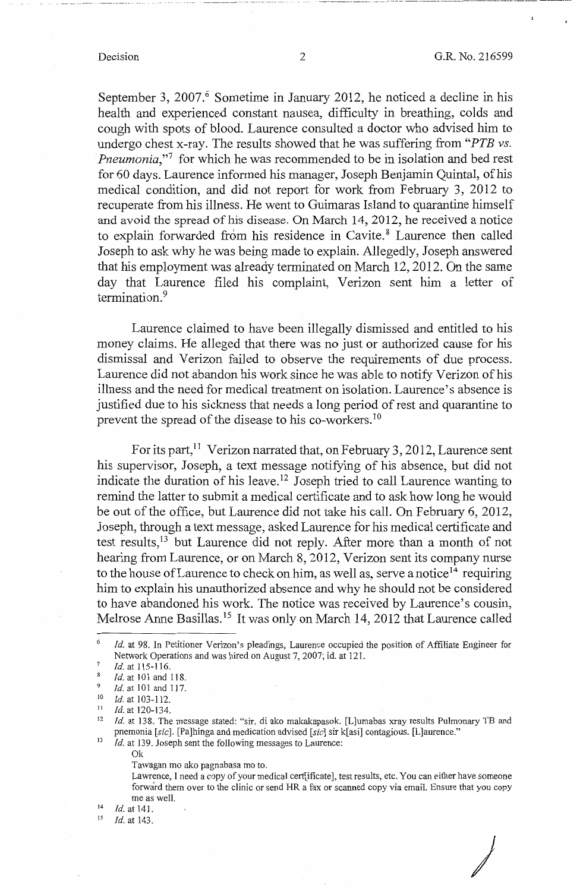September 3, 2007.[6] Sometime in January 2012, he noticed a decline in his health and experienced constant nausea, difficulty in breathing, colds and cough with spots of blood. Laurence consulted a doctor who advised him to undergo chest x-ray. The results showed that he was suffering from "*PTB vs. Pneumonia*,"[7] for which he was recommended to be in isolation and bed rest for 60 days. Laurence informed his manager, Joseph Benjamin Quintal, of his medical condition, and did not report for work from February 3, 2012 to recuperate from his illness. He went to Guimaras Island to quarantine himself and avoid the spread of his disease. On March 14, 2012, he received a notice to explain forwarded from his residence in Cavite.[8] Laurence then called Joseph to ask why he was being made to explain. Allegedly, Joseph answered that his employment was already terminated on March 12, 2012. On the same day that Laurence filed his complaint, Verizon sent him a letter of termination.[9]

Laurence claimed to have been illegally dismissed and entitled to his money claims. He alleged that there was no just or authorized cause for his dismissal and Verizon failed to observe the requirements of due process. Laurence did not abandon his work since he was able to notify Verizon of his illness and the need for medical treatment on isolation. Laurence's absence is justified due to his sickness that needs a long period of rest and quarantine to prevent the spread of the disease to his co-workers.[10]

For its part,[11] Verizon narrated that, on February 3, 2012, Laurence sent his supervisor, Joseph, a text message notifying of his absence, but did not indicate the duration of his leave.[12] Joseph tried to call Laurence wanting to remind the latter to submit a medical certificate and to ask how long he would be out of the office, but Laurence did not take his call. On February 6, 2012, Joseph, through a text message, asked Laurence for his medical certificate and test results,[13] but Laurence did not reply. After more than a month of not hearing from Laurence, or on March 8, 2012, Verizon sent its company nurse to the house of Laurence to check on him, as well as, serve a notice[14] requiring him to explain his unauthorized absence and why he should not be considered to have abandoned his work. The notice was received by Laurence's cousin, Melrose Anne Basillas.[15] It was only on March 14, 2012 that Laurence called

---

[6] *Id.* at 98. In Petitioner Verizon's pleadings, Laurence occupied the position of Affiliate Engineer for Network Operations and was hired on August 7, 2007; id. at 121.

[7] *Id.* at 115-116.

[8] *Id.* at 101 and 118.

[9] *Id.* at 101 and 117.

[10] *Id.* at 103-112.

[11] *Id.* at 120-134.

[12] *Id.* at 138. The message stated: "sir, di ako makakapasok. [L]umabas xray results Pulmonary TB and pnemonia [*sic*]. [Pa]hinga and medication advised [*sic*] sir k[asi] contagious. [L]aurence."

[13] *Id.* at 139. Joseph sent the following messages to Laurence:

Ok

Tawagan mo ako pagnabasa mo to.

Lawrence, I need a copy of your medical cert[ificate], test results, etc. You can either have someone forward them over to the clinic or send HR a fax or scanned copy via email. Ensure that you copy me as well.

[14] *Id.* at 141.

[15] *Id.* at 143.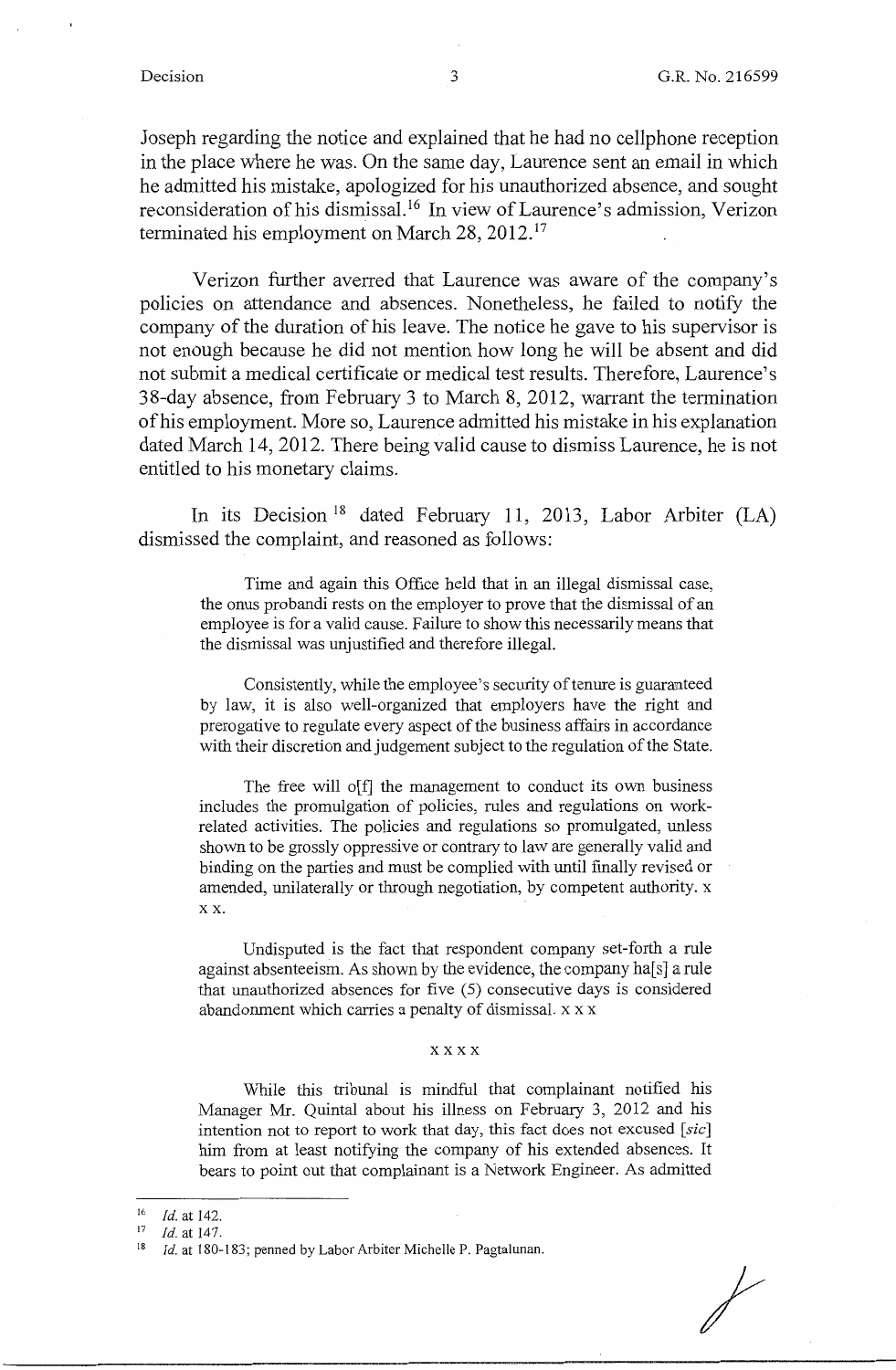Joseph regarding the notice and explained that he had no cellphone reception in the place where he was. On the same day, Laurence sent an email in which he admitted his mistake, apologized for his unauthorized absence, and sought reconsideration of his dismissal.[16] In view of Laurence's admission, Verizon terminated his employment on March 28, 2012.[17]

Verizon further averred that Laurence was aware of the company's policies on attendance and absences. Nonetheless, he failed to notify the company of the duration of his leave. The notice he gave to his supervisor is not enough because he did not mention how long he will be absent and did not submit a medical certificate or medical test results. Therefore, Laurence's 38-day absence, from February 3 to March 8, 2012, warrant the termination of his employment. More so, Laurence admitted his mistake in his explanation dated March 14, 2012. There being valid cause to dismiss Laurence, he is not entitled to his monetary claims.

In its Decision[18] dated February 11, 2013, Labor Arbiter (LA) dismissed the complaint, and reasoned as follows:

> Time and again this Office held that in an illegal dismissal case, the onus probandi rests on the employer to prove that the dismissal of an employee is for a valid cause. Failure to show this necessarily means that the dismissal was unjustified and therefore illegal.
>
> Consistently, while the employee's security of tenure is guaranteed by law, it is also well-organized that employers have the right and prerogative to regulate every aspect of the business affairs in accordance with their discretion and judgement subject to the regulation of the State.
>
> The free will o[f] the management to conduct its own business includes the promulgation of policies, rules and regulations on work-related activities. The policies and regulations so promulgated, unless shown to be grossly oppressive or contrary to law are generally valid and binding on the parties and must be complied with until finally revised or amended, unilaterally or through negotiation, by competent authority. x x x.
>
> Undisputed is the fact that respondent company set-forth a rule against absenteeism. As shown by the evidence, the company ha[s] a rule that unauthorized absences for five (5) consecutive days is considered abandonment which carries a penalty of dismissal. x x x
>
> x x x x
>
> While this tribunal is mindful that complainant notified his Manager Mr. Quintal about his illness on February 3, 2012 and his intention not to report to work that day, this fact does not excused [*sic*] him from at least notifying the company of his extended absences. It bears to point out that complainant is a Network Engineer. As admitted

---

[16] *Id.* at 142.

[17] *Id.* at 147.

[18] *Id.* at 180-183; penned by Labor Arbiter Michelle P. Pagtalunan.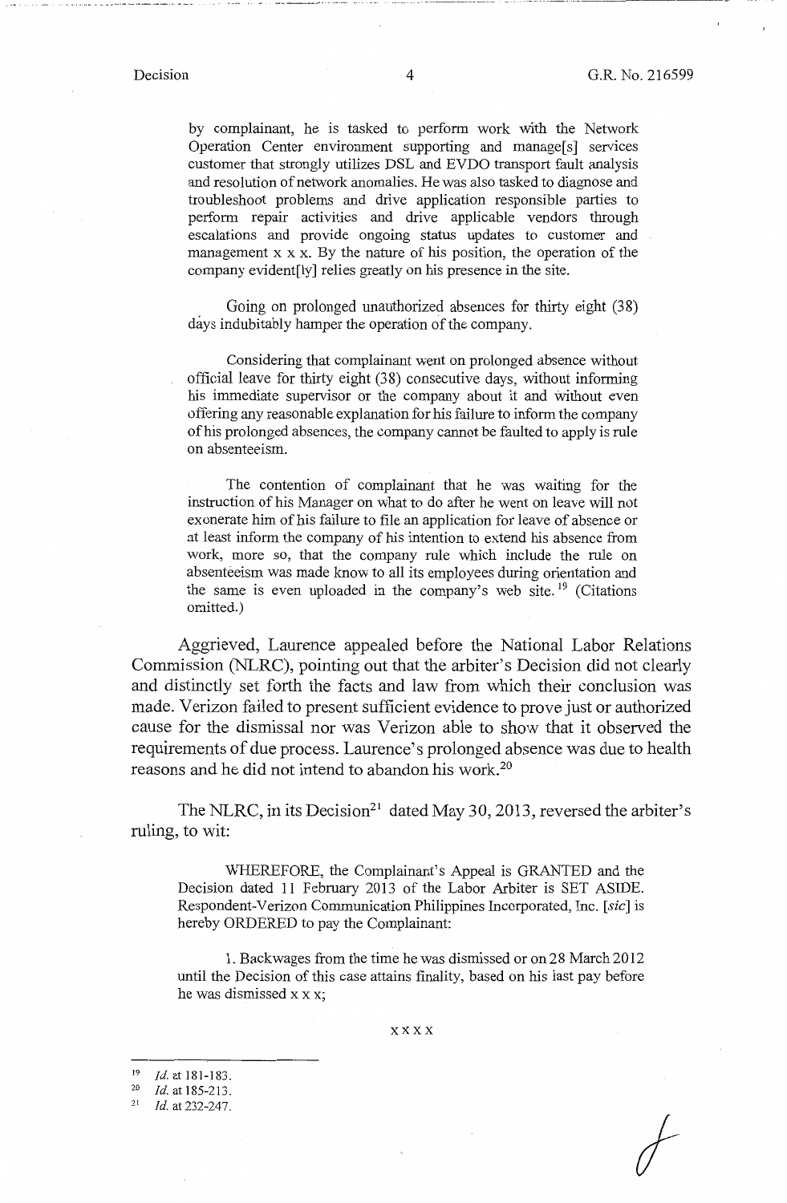by complainant, he is tasked to perform work with the Network Operation Center environment supporting and manage[s] services customer that strongly utilizes DSL and EVDO transport fault analysis and resolution of network anomalies. He was also tasked to diagnose and troubleshoot problems and drive application responsible parties to perform repair activities and drive applicable vendors through escalations and provide ongoing status updates to customer and management x x x. By the nature of his position, the operation of the company evident[ly] relies greatly on his presence in the site.

> Going on prolonged unauthorized absences for thirty eight (38) days indubitably hamper the operation of the company.
>
> Considering that complainant went on prolonged absence without official leave for thirty eight (38) consecutive days, without informing his immediate supervisor or the company about it and without even offering any reasonable explanation for his failure to inform the company of his prolonged absences, the company cannot be faulted to apply is rule on absenteeism.
>
> The contention of complainant that he was waiting for the instruction of his Manager on what to do after he went on leave will not exonerate him of his failure to file an application for leave of absence or at least inform the company of his intention to extend his absence from work, more so, that the company rule which include the rule on absenteeism was made know to all its employees during orientation and the same is even uploaded in the company's web site.[19] (Citations omitted.)

Aggrieved, Laurence appealed before the National Labor Relations Commission (NLRC), pointing out that the arbiter's Decision did not clearly and distinctly set forth the facts and law from which their conclusion was made. Verizon failed to present sufficient evidence to prove just or authorized cause for the dismissal nor was Verizon able to show that it observed the requirements of due process. Laurence's prolonged absence was due to health reasons and he did not intend to abandon his work.[20]

The NLRC, in its Decision[21] dated May 30, 2013, reversed the arbiter's ruling, to wit:

> WHEREFORE, the Complainant's Appeal is GRANTED and the Decision dated 11 February 2013 of the Labor Arbiter is SET ASIDE. Respondent-Verizon Communication Philippines Incorporated, Inc. [*sic*] is hereby ORDERED to pay the Complainant:
>
> 1. Backwages from the time he was dismissed or on 28 March 2012 until the Decision of this case attains finality, based on his last pay before he was dismissed x x x;
>
> x x x x

---

[19] *Id.* at 181-183.

[20] *Id.* at 185-213.

[21] *Id.* at 232-247.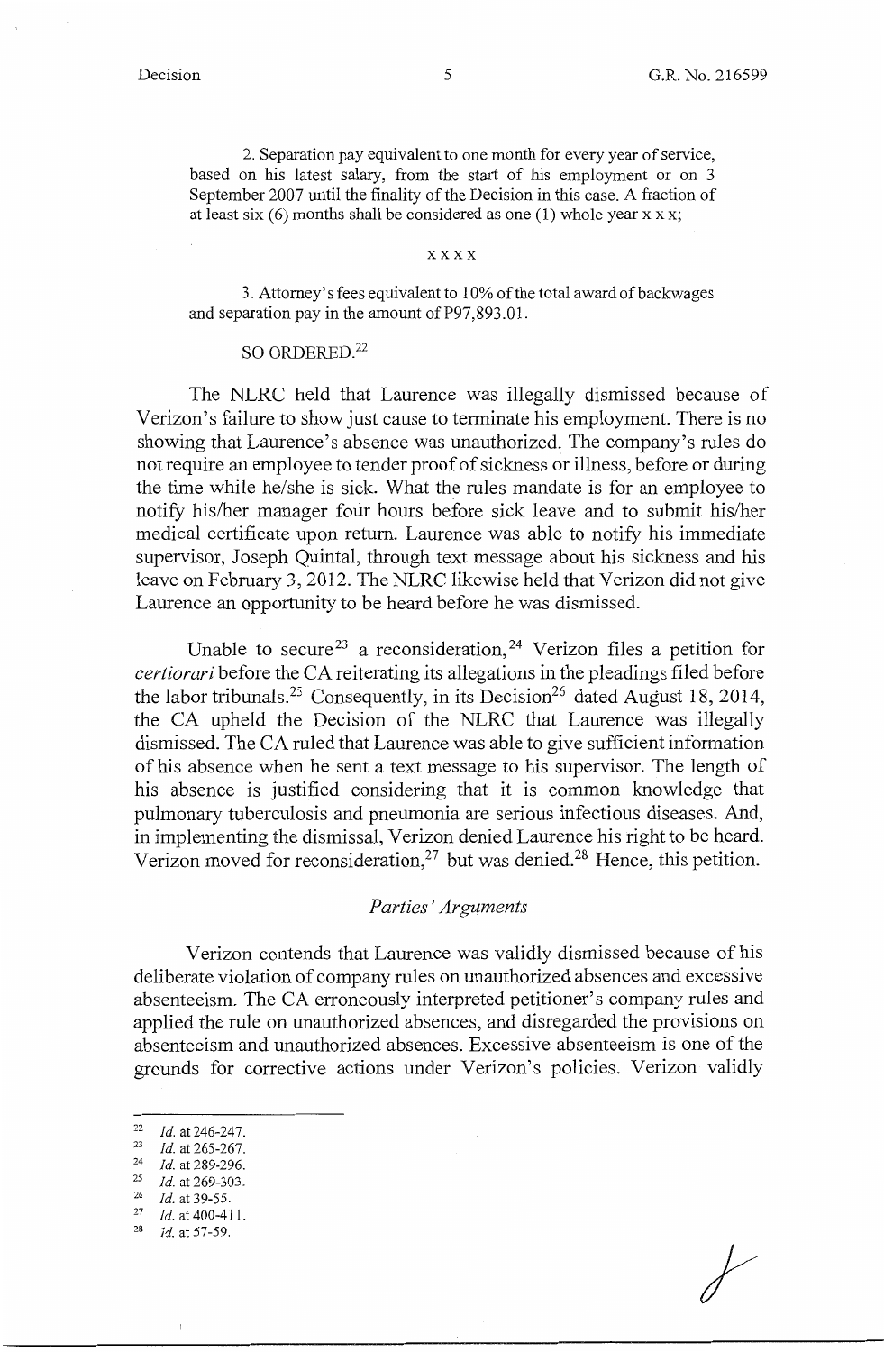2. Separation pay equivalent to one month for every year of service, based on his latest salary, from the start of his employment or on 3 September 2007 until the finality of the Decision in this case. A fraction of at least six (6) months shall be considered as one (1) whole year x x x;

x x x x

3. Attorney's fees equivalent to 10% of the total award of backwages and separation pay in the amount of P97,893.01.

SO ORDERED.[22]

The NLRC held that Laurence was illegally dismissed because of Verizon's failure to show just cause to terminate his employment. There is no showing that Laurence's absence was unauthorized. The company's rules do not require an employee to tender proof of sickness or illness, before or during the time while he/she is sick. What the rules mandate is for an employee to notify his/her manager four hours before sick leave and to submit his/her medical certificate upon return. Laurence was able to notify his immediate supervisor, Joseph Quintal, through text message about his sickness and his leave on February 3, 2012. The NLRC likewise held that Verizon did not give Laurence an opportunity to be heard before he was dismissed.

Unable to secure[23] a reconsideration,[24] Verizon files a petition for *certiorari* before the CA reiterating its allegations in the pleadings filed before the labor tribunals.[25] Consequently, in its Decision[26] dated August 18, 2014, the CA upheld the Decision of the NLRC that Laurence was illegally dismissed. The CA ruled that Laurence was able to give sufficient information of his absence when he sent a text message to his supervisor. The length of his absence is justified considering that it is common knowledge that pulmonary tuberculosis and pneumonia are serious infectious diseases. And, in implementing the dismissal, Verizon denied Laurence his right to be heard. Verizon moved for reconsideration,[27] but was denied.[28] Hence, this petition.

*Parties' Arguments*

Verizon contends that Laurence was validly dismissed because of his deliberate violation of company rules on unauthorized absences and excessive absenteeism. The CA erroneously interpreted petitioner's company rules and applied the rule on unauthorized absences, and disregarded the provisions on absenteeism and unauthorized absences. Excessive absenteeism is one of the grounds for corrective actions under Verizon's policies. Verizon validly

---

[22] *Id.* at 246-247.

[23] *Id.* at 265-267.

[24] *Id.* at 289-296.

[25] *Id.* at 269-303.

[26] *Id.* at 39-55.

[27] *Id.* at 400-411.

[28] *Id.* at 57-59.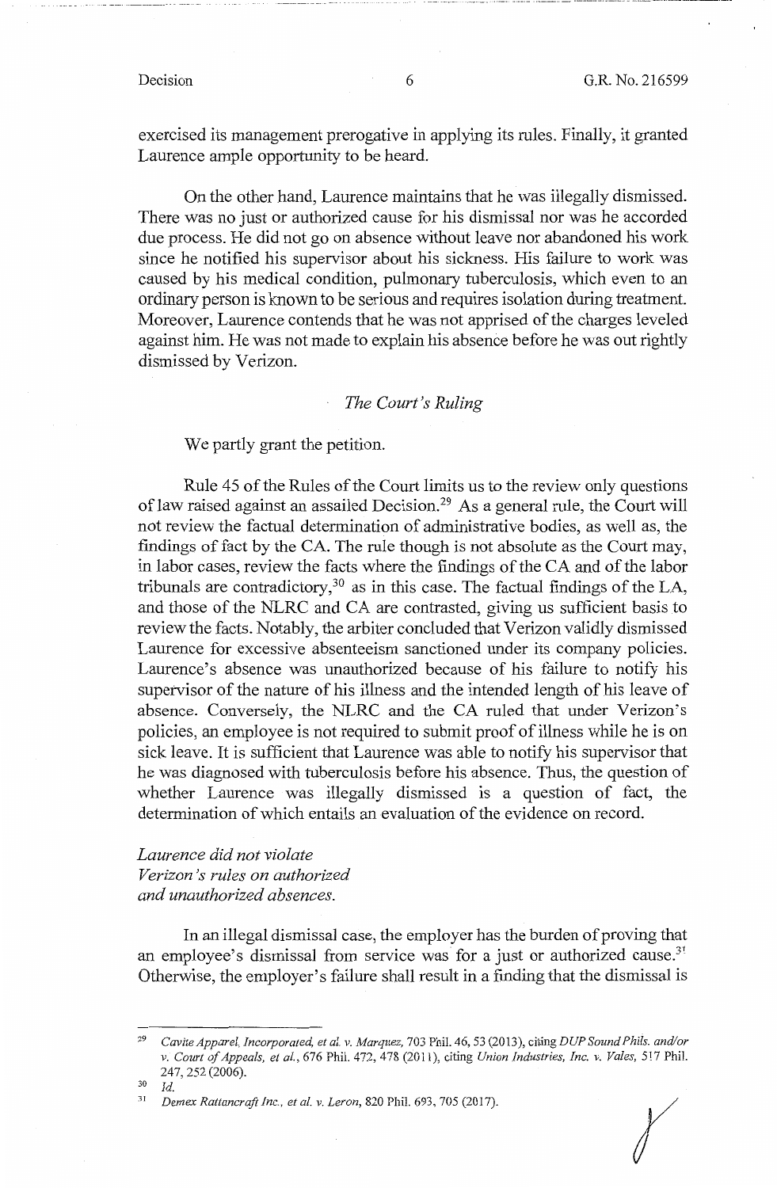exercised its management prerogative in applying its rules. Finally, it granted Laurence ample opportunity to be heard.

On the other hand, Laurence maintains that he was illegally dismissed. There was no just or authorized cause for his dismissal nor was he accorded due process. He did not go on absence without leave nor abandoned his work since he notified his supervisor about his sickness. His failure to work was caused by his medical condition, pulmonary tuberculosis, which even to an ordinary person is known to be serious and requires isolation during treatment. Moreover, Laurence contends that he was not apprised of the charges leveled against him. He was not made to explain his absence before he was out rightly dismissed by Verizon.

*The Court's Ruling*

We partly grant the petition.

Rule 45 of the Rules of the Court limits us to the review only questions of law raised against an assailed Decision.[29] As a general rule, the Court will not review the factual determination of administrative bodies, as well as, the findings of fact by the CA. The rule though is not absolute as the Court may, in labor cases, review the facts where the findings of the CA and of the labor tribunals are contradictory,[30] as in this case. The factual findings of the LA, and those of the NLRC and CA are contrasted, giving us sufficient basis to review the facts. Notably, the arbiter concluded that Verizon validly dismissed Laurence for excessive absenteeism sanctioned under its company policies. Laurence's absence was unauthorized because of his failure to notify his supervisor of the nature of his illness and the intended length of his leave of absence. Conversely, the NLRC and the CA ruled that under Verizon's policies, an employee is not required to submit proof of illness while he is on sick leave. It is sufficient that Laurence was able to notify his supervisor that he was diagnosed with tuberculosis before his absence. Thus, the question of whether Laurence was illegally dismissed is a question of fact, the determination of which entails an evaluation of the evidence on record.

*Laurence did not violate Verizon's rules on authorized and unauthorized absences.*

In an illegal dismissal case, the employer has the burden of proving that an employee's dismissal from service was for a just or authorized cause.[31] Otherwise, the employer's failure shall result in a finding that the dismissal is

---

[29] *Cavite Apparel, Incorporated, et al. v. Marquez,* 703 Phil. 46, 53 (2013), citing *DUP Sound Phils. and/or v. Court of Appeals, et al.,* 676 Phil. 472, 478 (2011), citing *Union Industries, Inc. v. Vales,* 517 Phil. 247, 252 (2006).

[30] *Id.*

[31] *Demex Rattancraft Inc., et al. v. Leron,* 820 Phil. 693, 705 (2017).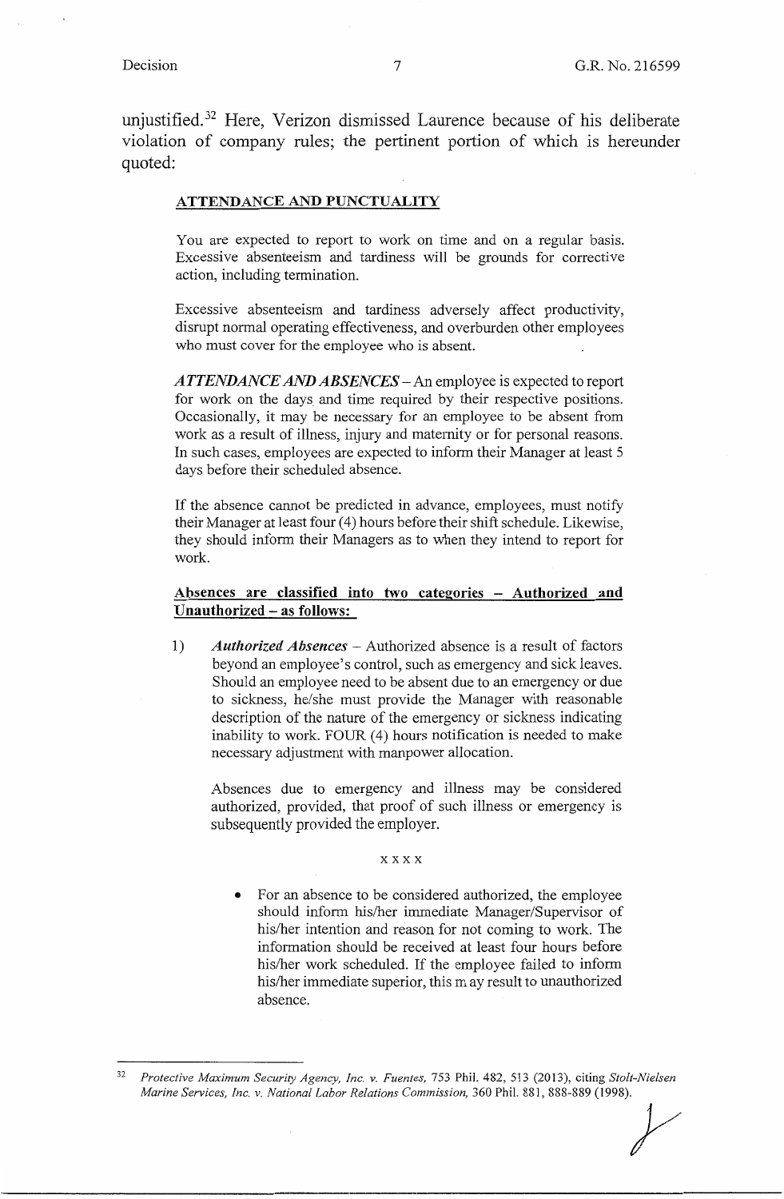unjustified.[32] Here, Verizon dismissed Laurence because of his deliberate violation of company rules; the pertinent portion of which is hereunder quoted:

> **ATTENDANCE AND PUNCTUALITY**
>
> You are expected to report to work on time and on a regular basis. Excessive absenteeism and tardiness will be grounds for corrective action, including termination.
>
> Excessive absenteeism and tardiness adversely affect productivity, disrupt normal operating effectiveness, and overburden other employees who must cover for the employee who is absent.
>
> ***ATTENDANCE AND ABSENCES*** – An employee is expected to report for work on the days and time required by their respective positions. Occasionally, it may be necessary for an employee to be absent from work as a result of illness, injury and maternity or for personal reasons. In such cases, employees are expected to inform their Manager at least 5 days before their scheduled absence.
>
> If the absence cannot be predicted in advance, employees, must notify their Manager at least four (4) hours before their shift schedule. Likewise, they should inform their Managers as to when they intend to report for work.
>
> **Absences are classified into two categories – Authorized and Unauthorized – as follows:**
>
> 1) ***Authorized Absences*** – Authorized absence is a result of factors beyond an employee's control, such as emergency and sick leaves. Should an employee need to be absent due to an emergency or due to sickness, he/she must provide the Manager with reasonable description of the nature of the emergency or sickness indicating inability to work. FOUR (4) hours notification is needed to make necessary adjustment with manpower allocation.
>
>    Absences due to emergency and illness may be considered authorized, provided, that proof of such illness or emergency is subsequently provided the employer.
>
>    x x x x
>
>    - For an absence to be considered authorized, the employee should inform his/her immediate Manager/Supervisor of his/her intention and reason for not coming to work. The information should be received at least four hours before his/her work scheduled. If the employee failed to inform his/her immediate superior, this m ay result to unauthorized absence.

---

[32] *Protective Maximum Security Agency, Inc. v. Fuentes,* 753 Phil. 482, 513 (2013), citing *Stolt-Nielsen Marine Services, Inc. v. National Labor Relations Commission,* 360 Phil. 881, 888-889 (1998).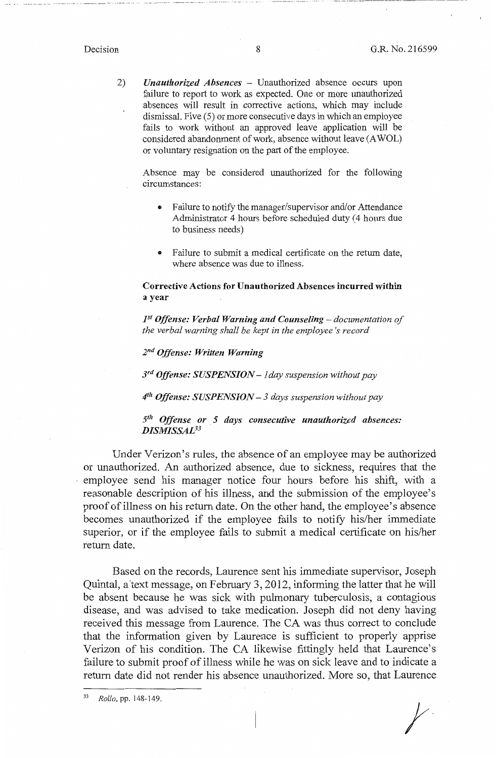2) *Unauthorized Absences* – Unauthorized absence occurs upon failure to report to work as expected. One or more unauthorized absences will result in corrective actions, which may include dismissal. Five (5) or more consecutive days in which an employee fails to work without an approved leave application will be considered abandonment of work, absence without leave (AWOL) or voluntary resignation on the part of the employee.

   Absence may be considered unauthorized for the following circumstances:

   - Failure to notify the manager/supervisor and/or Attendance Administrator 4 hours before scheduled duty (4 hours due to business needs)

   - Failure to submit a medical certificate on the return date, where absence was due to illness.

   **Corrective Actions for Unauthorized Absences incurred within a year**

   ***1st Offense: Verbal Warning and Counseling*** – *documentation of the verbal warning shall be kept in the employee's record*

   ***2nd Offense: Written Warning***

   ***3rd Offense: SUSPENSION*** – *1day suspension without pay*

   ***4th Offense: SUSPENSION*** – *3 days suspension without pay*

   ***5th Offense or 5 days consecutive unauthorized absences: DISMISSAL***[33]

Under Verizon's rules, the absence of an employee may be authorized or unauthorized. An authorized absence, due to sickness, requires that the employee send his manager notice four hours before his shift, with a reasonable description of his illness, and the submission of the employee's proof of illness on his return date. On the other hand, the employee's absence becomes unauthorized if the employee fails to notify his/her immediate superior, or if the employee fails to submit a medical certificate on his/her return date.

Based on the records, Laurence sent his immediate supervisor, Joseph Quintal, a text message, on February 3, 2012, informing the latter that he will be absent because he was sick with pulmonary tuberculosis, a contagious disease, and was advised to take medication. Joseph did not deny having received this message from Laurence. The CA was thus correct to conclude that the information given by Laurence is sufficient to properly apprise Verizon of his condition. The CA likewise fittingly held that Laurence's failure to submit proof of illness while he was on sick leave and to indicate a return date did not render his absence unauthorized. More so, that Laurence

---

[33] *Rollo*, pp. 148-149.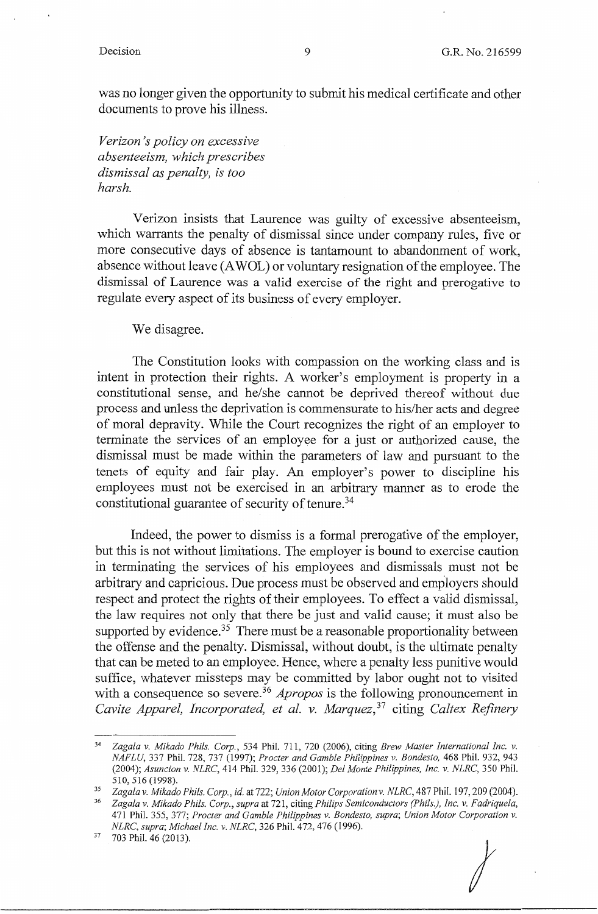was no longer given the opportunity to submit his medical certificate and other documents to prove his illness.

*Verizon's policy on excessive absenteeism, which prescribes dismissal as penalty, is too harsh.*

Verizon insists that Laurence was guilty of excessive absenteeism, which warrants the penalty of dismissal since under company rules, five or more consecutive days of absence is tantamount to abandonment of work, absence without leave (AWOL) or voluntary resignation of the employee. The dismissal of Laurence was a valid exercise of the right and prerogative to regulate every aspect of its business of every employer.

We disagree.

The Constitution looks with compassion on the working class and is intent in protection their rights. A worker's employment is property in a constitutional sense, and he/she cannot be deprived thereof without due process and unless the deprivation is commensurate to his/her acts and degree of moral depravity. While the Court recognizes the right of an employer to terminate the services of an employee for a just or authorized cause, the dismissal must be made within the parameters of law and pursuant to the tenets of equity and fair play. An employer's power to discipline his employees must not be exercised in an arbitrary manner as to erode the constitutional guarantee of security of tenure.[34]

Indeed, the power to dismiss is a formal prerogative of the employer, but this is not without limitations. The employer is bound to exercise caution in terminating the services of his employees and dismissals must not be arbitrary and capricious. Due process must be observed and employers should respect and protect the rights of their employees. To effect a valid dismissal, the law requires not only that there be just and valid cause; it must also be supported by evidence.[35] There must be a reasonable proportionality between the offense and the penalty. Dismissal, without doubt, is the ultimate penalty that can be meted to an employee. Hence, where a penalty less punitive would suffice, whatever missteps may be committed by labor ought not to visited with a consequence so severe.[36] *Apropos* is the following pronouncement in *Cavite Apparel, Incorporated, et al. v. Marquez*,[37] citing *Caltex Refinery*

---

[34] *Zagala v. Mikado Phils. Corp.*, 534 Phil. 711, 720 (2006), citing *Brew Master International Inc. v. NAFLU*, 337 Phil. 728, 737 (1997); *Procter and Gamble Philippines v. Bondesto*, 468 Phil. 932, 943 (2004); *Asuncion v. NLRC*, 414 Phil. 329, 336 (2001); *Del Monte Philippines, Inc. v. NLRC*, 350 Phil. 510, 516 (1998).

[35] *Zagala v. Mikado Phils. Corp.*, *id.* at 722; *Union Motor Corporation v. NLRC*, 487 Phil. 197, 209 (2004).

[36] *Zagala v. Mikado Phils. Corp.*, *supra* at 721, citing *Philips Semiconductors (Phils.), Inc. v. Fadriquela*, 471 Phil. 355, 377; *Procter and Gamble Philippines v. Bondesto*, *supra*; *Union Motor Corporation v. NLRC*, *supra*; *Michael Inc. v. NLRC*, 326 Phil. 472, 476 (1996).

[37] 703 Phil. 46 (2013).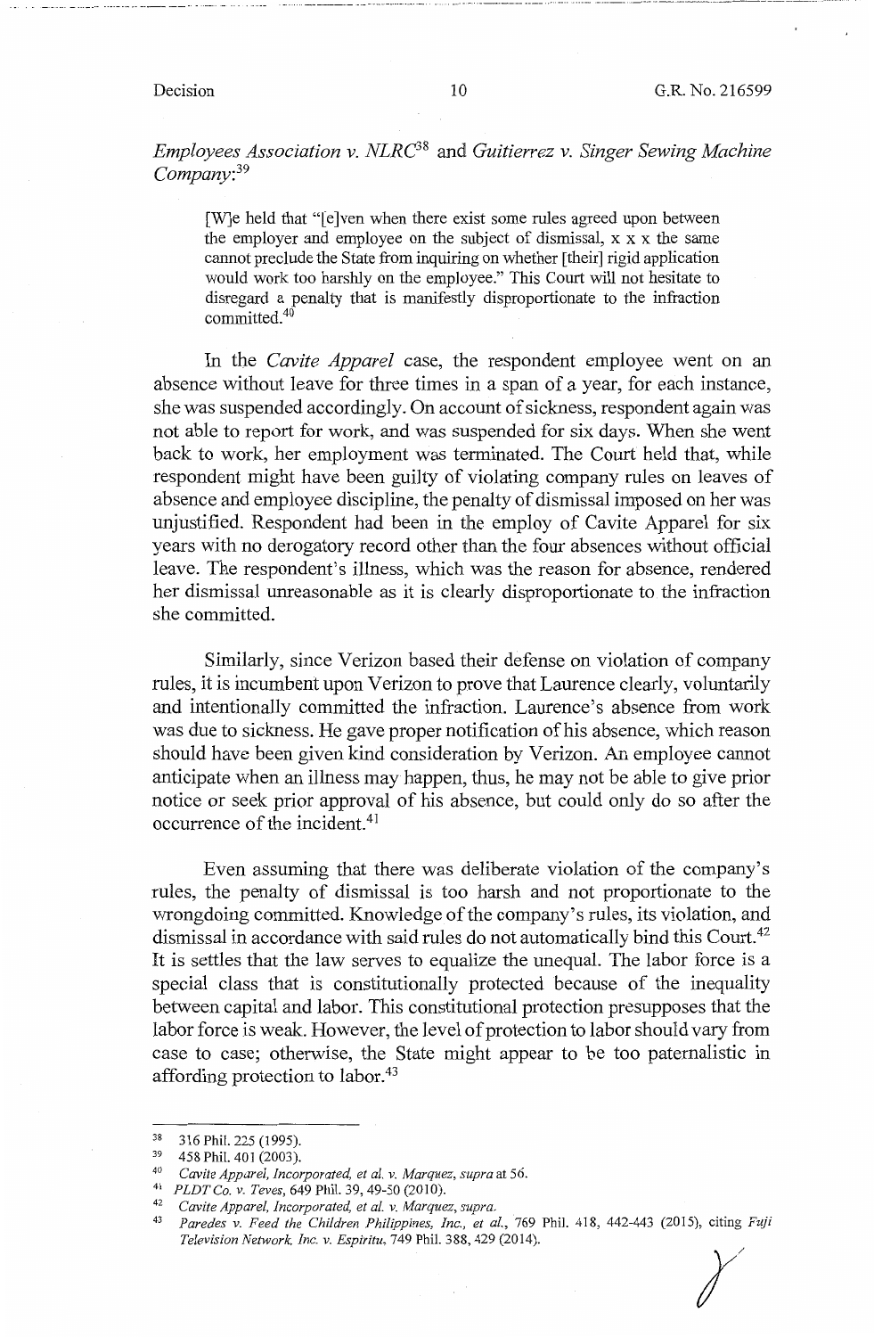*Employees Association v. NLRC*[38] and *Guitierrez v. Singer Sewing Machine Company*:[39]

> [W]e held that "[e]ven when there exist some rules agreed upon between the employer and employee on the subject of dismissal, x x x the same cannot preclude the State from inquiring on whether [their] rigid application would work too harshly on the employee." This Court will not hesitate to disregard a penalty that is manifestly disproportionate to the infraction committed.[40]

In the *Cavite Apparel* case, the respondent employee went on an absence without leave for three times in a span of a year, for each instance, she was suspended accordingly. On account of sickness, respondent again was not able to report for work, and was suspended for six days. When she went back to work, her employment was terminated. The Court held that, while respondent might have been guilty of violating company rules on leaves of absence and employee discipline, the penalty of dismissal imposed on her was unjustified. Respondent had been in the employ of Cavite Apparel for six years with no derogatory record other than the four absences without official leave. The respondent's illness, which was the reason for absence, rendered her dismissal unreasonable as it is clearly disproportionate to the infraction she committed.

Similarly, since Verizon based their defense on violation of company rules, it is incumbent upon Verizon to prove that Laurence clearly, voluntarily and intentionally committed the infraction. Laurence's absence from work was due to sickness. He gave proper notification of his absence, which reason should have been given kind consideration by Verizon. An employee cannot anticipate when an illness may happen, thus, he may not be able to give prior notice or seek prior approval of his absence, but could only do so after the occurrence of the incident.[41]

Even assuming that there was deliberate violation of the company's rules, the penalty of dismissal is too harsh and not proportionate to the wrongdoing committed. Knowledge of the company's rules, its violation, and dismissal in accordance with said rules do not automatically bind this Court.[42] It is settles that the law serves to equalize the unequal. The labor force is a special class that is constitutionally protected because of the inequality between capital and labor. This constitutional protection presupposes that the labor force is weak. However, the level of protection to labor should vary from case to case; otherwise, the State might appear to be too paternalistic in affording protection to labor.[43]

---

[38] 316 Phil. 225 (1995).

[39] 458 Phil. 401 (2003).

[40] *Cavite Apparel, Incorporated, et al. v. Marquez, supra* at 56.

[41] *PLDT Co. v. Teves*, 649 Phil. 39, 49-50 (2010).

[42] *Cavite Apparel, Incorporated, et al. v. Marquez, supra.*

[43] *Paredes v. Feed the Children Philippines, Inc., et al.*, 769 Phil. 418, 442-443 (2015), citing *Fuji Television Network, Inc. v. Espiritu*, 749 Phil. 388, 429 (2014).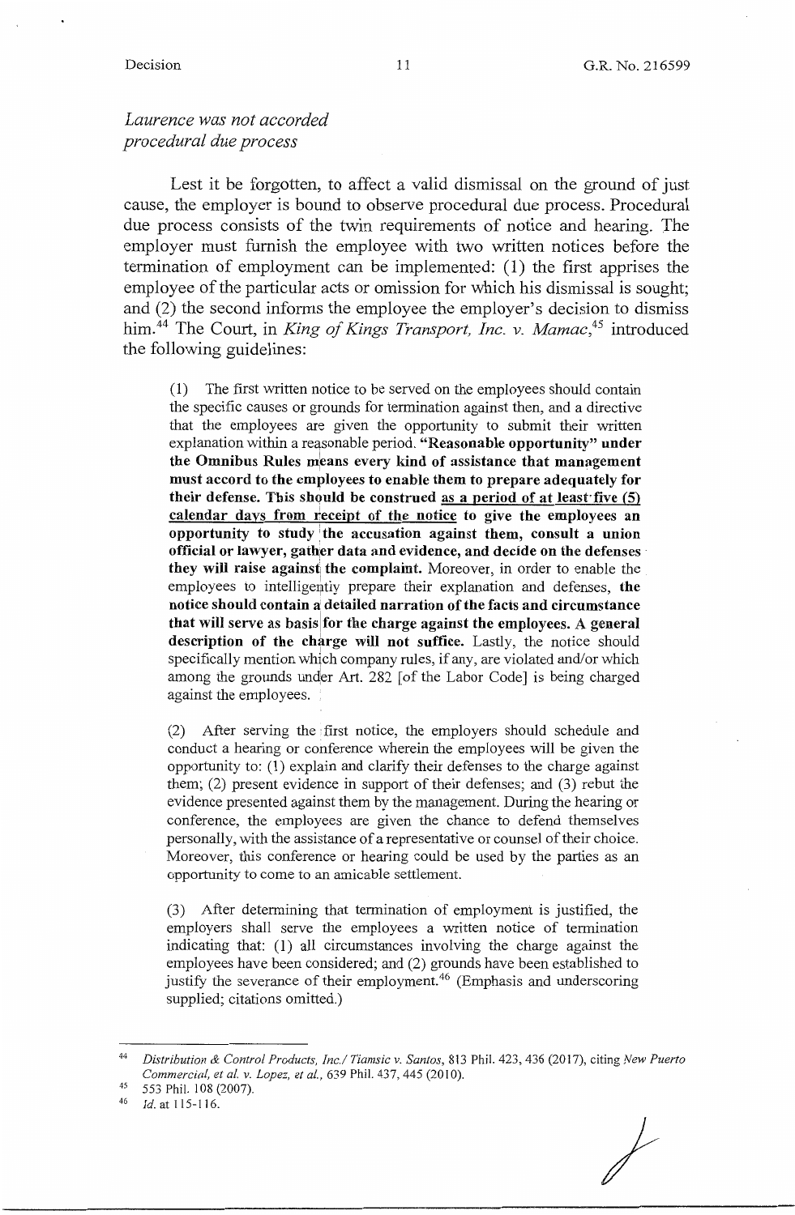*Laurence was not accorded procedural due process*

Lest it be forgotten, to affect a valid dismissal on the ground of just cause, the employer is bound to observe procedural due process. Procedural due process consists of the twin requirements of notice and hearing. The employer must furnish the employee with two written notices before the termination of employment can be implemented: (1) the first apprises the employee of the particular acts or omission for which his dismissal is sought; and (2) the second informs the employee the employer's decision to dismiss him.[44] The Court, in *King of Kings Transport, Inc. v. Mamac*,[45] introduced the following guidelines:

> (1) The first written notice to be served on the employees should contain the specific causes or grounds for termination against then, and a directive that the employees are given the opportunity to submit their written explanation within a reasonable period. **"Reasonable opportunity" under the Omnibus Rules means every kind of assistance that management must accord to the employees to enable them to prepare adequately for their defense. This should be construed <u>as a period of at least five (5) calendar days from receipt of the notice</u> to give the employees an opportunity to study the accusation against them, consult a union official or lawyer, gather data and evidence, and decide on the defenses they will raise against the complaint.** Moreover, in order to enable the employees to intelligently prepare their explanation and defenses, **the notice should contain a detailed narration of the facts and circumstance that will serve as basis for the charge against the employees. A general description of the charge will not suffice.** Lastly, the notice should specifically mention which company rules, if any, are violated and/or which among the grounds under Art. 282 [of the Labor Code] is being charged against the employees.
>
> (2) After serving the first notice, the employers should schedule and conduct a hearing or conference wherein the employees will be given the opportunity to: (1) explain and clarify their defenses to the charge against them; (2) present evidence in support of their defenses; and (3) rebut the evidence presented against them by the management. During the hearing or conference, the employees are given the chance to defend themselves personally, with the assistance of a representative or counsel of their choice. Moreover, this conference or hearing could be used by the parties as an opportunity to come to an amicable settlement.
>
> (3) After determining that termination of employment is justified, the employers shall serve the employees a written notice of termination indicating that: (1) all circumstances involving the charge against the employees have been considered; and (2) grounds have been established to justify the severance of their employment.[46] (Emphasis and underscoring supplied; citations omitted.)

---

[44] *Distribution & Control Products, Inc./ Tiamsic v. Santos*, 813 Phil. 423, 436 (2017), citing *New Puerto Commercial, et al. v. Lopez, et al.*, 639 Phil. 437, 445 (2010).

[45] 553 Phil. 108 (2007).

[46] *Id.* at 115-116.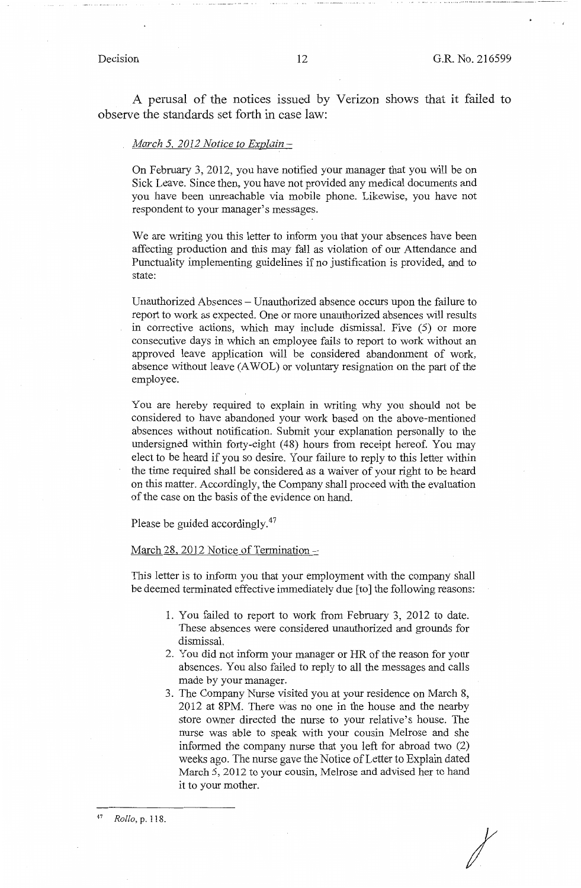A perusal of the notices issued by Verizon shows that it failed to observe the standards set forth in case law:

> *March 5, 2012 Notice to Explain –*
>
> On February 3, 2012, you have notified your manager that you will be on Sick Leave. Since then, you have not provided any medical documents and you have been unreachable via mobile phone. Likewise, you have not respondent to your manager's messages.
>
> We are writing you this letter to inform you that your absences have been affecting production and this may fall as violation of our Attendance and Punctuality implementing guidelines if no justification is provided, and to state:
>
> Unauthorized Absences – Unauthorized absence occurs upon the failure to report to work as expected. One or more unauthorized absences will results in corrective actions, which may include dismissal. Five (5) or more consecutive days in which an employee fails to report to work without an approved leave application will be considered abandonment of work, absence without leave (AWOL) or voluntary resignation on the part of the employee.
>
> You are hereby required to explain in writing why you should not be considered to have abandoned your work based on the above-mentioned absences without notification. Submit your explanation personally to the undersigned within forty-eight (48) hours from receipt hereof. You may elect to be heard if you so desire. Your failure to reply to this letter within the time required shall be considered as a waiver of your right to be heard on this matter. Accordingly, the Company shall proceed with the evaluation of the case on the basis of the evidence on hand.
>
> Please be guided accordingly.[47]
>
> March 28, 2012 Notice of Termination –
>
> This letter is to inform you that your employment with the company shall be deemed terminated effective immediately due [to] the following reasons:
>
> 1. You failed to report to work from February 3, 2012 to date. These absences were considered unauthorized and grounds for dismissal.
> 2. You did not inform your manager or HR of the reason for your absences. You also failed to reply to all the messages and calls made by your manager.
> 3. The Company Nurse visited you at your residence on March 8, 2012 at 8PM. There was no one in the house and the nearby store owner directed the nurse to your relative's house. The nurse was able to speak with your cousin Melrose and she informed the company nurse that you left for abroad two (2) weeks ago. The nurse gave the Notice of Letter to Explain dated March 5, 2012 to your cousin, Melrose and advised her to hand it to your mother.

---

[47] *Rollo*, p. 118.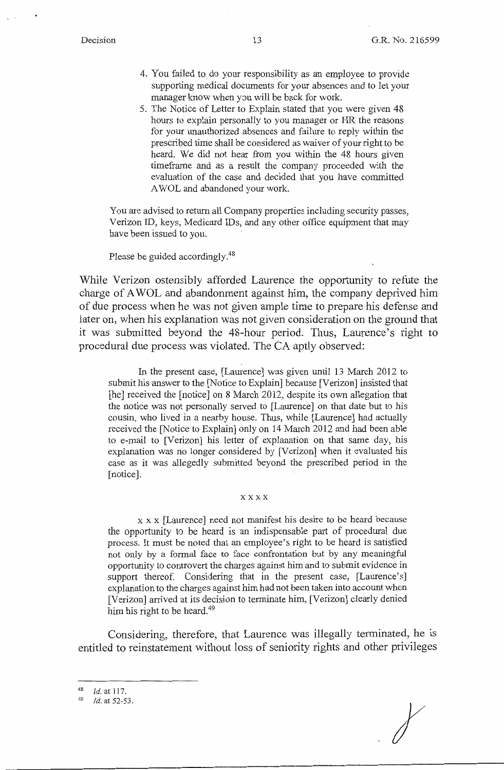4. You failed to do your responsibility as an employee to provide supporting medical documents for your absences and to let your manager know when you will be back for work.
5. The Notice of Letter to Explain stated that you were given 48 hours to explain personally to you manager or HR the reasons for your unauthorized absences and failure to reply within the prescribed time shall be considered as waiver of your right to be heard. We did not hear from you within the 48 hours given timeframe and as a result the company proceeded with the evaluation of the case and decided that you have committed AWOL and abandoned your work.

> You are advised to return all Company properties including security passes, Verizon ID, keys, Medicard IDs, and any other office equipment that may have been issued to you.
>
> Please be guided accordingly.[48]

While Verizon ostensibly afforded Laurence the opportunity to refute the charge of AWOL and abandonment against him, the company deprived him of due process when he was not given ample time to prepare his defense and later on, when his explanation was not given consideration on the ground that it was submitted beyond the 48-hour period. Thus, Laurence's right to procedural due process was violated. The CA aptly observed:

> In the present case, [Laurence] was given until 13 March 2012 to submit his answer to the [Notice to Explain] because [Verizon] insisted that [he] received the [notice] on 8 March 2012, despite its own allegation that the notice was not personally served to [Laurence] on that date but to his cousin, who lived in a nearby house. Thus, while [Laurence] had actually received the [Notice to Explain] only on 14 March 2012 and had been able to e-mail to [Verizon] his letter of explanation on that same day, his explanation was no longer considered by [Verizon] when it evaluated his case as it was allegedly submitted beyond the prescribed period in the [notice].
>
> x x x x
>
> x x x [Laurence] need not manifest his desire to be heard because the opportunity to be heard is an indispensable part of procedural due process. It must be noted that an employee's right to be heard is satisfied not only by a formal face to face confrontation but by any meaningful opportunity to controvert the charges against him and to submit evidence in support thereof. Considering that in the present case, [Laurence's] explanation to the charges against him had not been taken into account when [Verizon] arrived at its decision to terminate him, [Verizon] clearly denied him his right to be heard.[49]

Considering, therefore, that Laurence was illegally terminated, he is entitled to reinstatement without loss of seniority rights and other privileges

---

[48] *Id.* at 117.

[49] *Id.* at 52-53.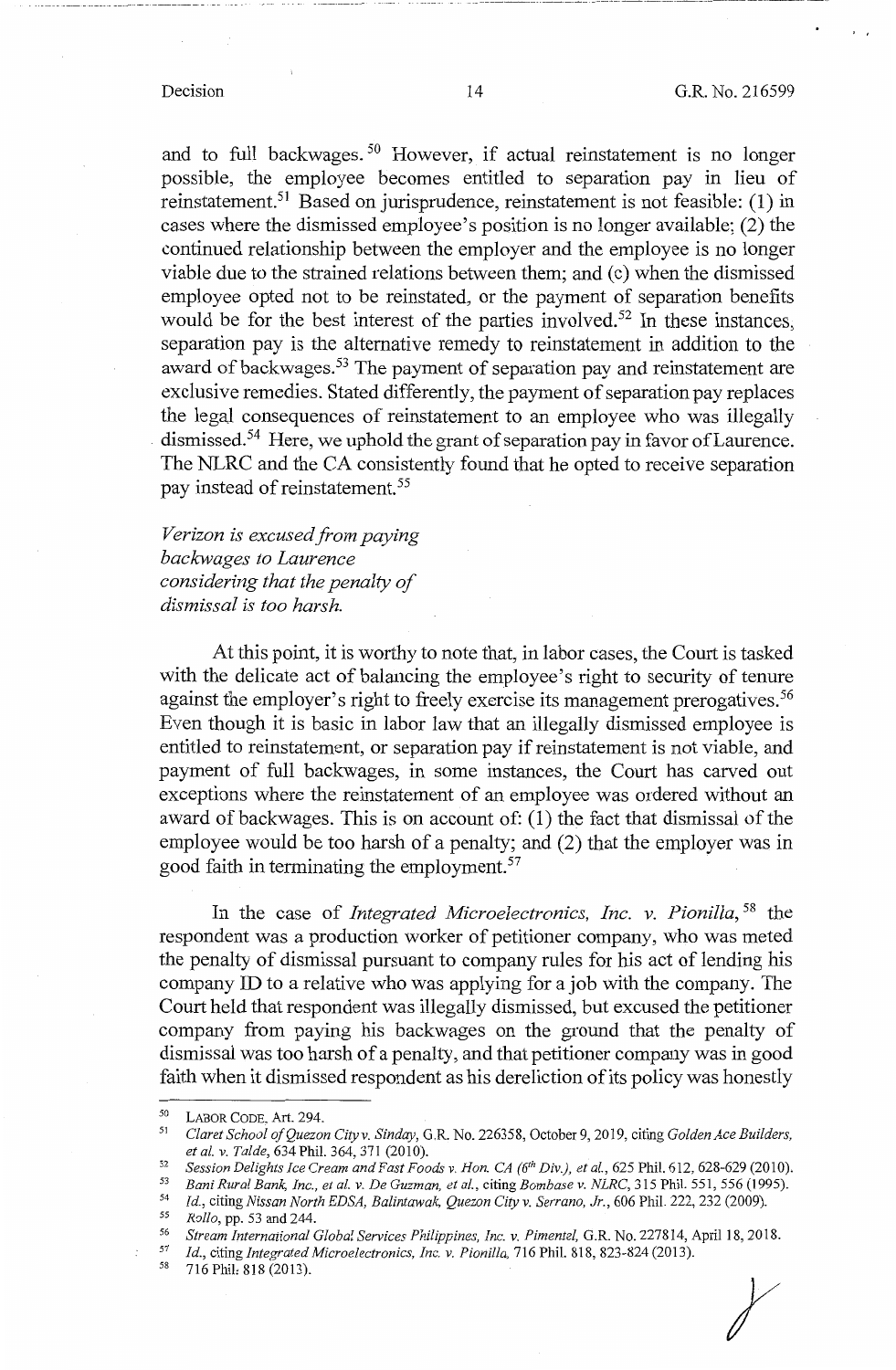and to full backwages.[50] However, if actual reinstatement is no longer possible, the employee becomes entitled to separation pay in lieu of reinstatement.[51] Based on jurisprudence, reinstatement is not feasible: (1) in cases where the dismissed employee's position is no longer available; (2) the continued relationship between the employer and the employee is no longer viable due to the strained relations between them; and (c) when the dismissed employee opted not to be reinstated, or the payment of separation benefits would be for the best interest of the parties involved.[52] In these instances, separation pay is the alternative remedy to reinstatement in addition to the award of backwages.[53] The payment of separation pay and reinstatement are exclusive remedies. Stated differently, the payment of separation pay replaces the legal consequences of reinstatement to an employee who was illegally dismissed.[54] Here, we uphold the grant of separation pay in favor of Laurence. The NLRC and the CA consistently found that he opted to receive separation pay instead of reinstatement.[55]

*Verizon is excused from paying backwages to Laurence considering that the penalty of dismissal is too harsh.*

At this point, it is worthy to note that, in labor cases, the Court is tasked with the delicate act of balancing the employee's right to security of tenure against the employer's right to freely exercise its management prerogatives.[56] Even though it is basic in labor law that an illegally dismissed employee is entitled to reinstatement, or separation pay if reinstatement is not viable, and payment of full backwages, in some instances, the Court has carved out exceptions where the reinstatement of an employee was ordered without an award of backwages. This is on account of: (1) the fact that dismissal of the employee would be too harsh of a penalty; and (2) that the employer was in good faith in terminating the employment.[57]

In the case of *Integrated Microelectronics, Inc. v. Pionilla*,[58] the respondent was a production worker of petitioner company, who was meted the penalty of dismissal pursuant to company rules for his act of lending his company ID to a relative who was applying for a job with the company. The Court held that respondent was illegally dismissed, but excused the petitioner company from paying his backwages on the ground that the penalty of dismissal was too harsh of a penalty, and that petitioner company was in good faith when it dismissed respondent as his dereliction of its policy was honestly

---

[50] LABOR CODE, Art. 294.

[51] *Claret School of Quezon City v. Sinday*, G.R. No. 226358, October 9, 2019, citing *Golden Ace Builders, et al. v. Talde*, 634 Phil. 364, 371 (2010).

[52] *Session Delights Ice Cream and Fast Foods v. Hon. CA (6th Div.), et al.*, 625 Phil. 612, 628-629 (2010).

[53] *Bani Rural Bank, Inc., et al. v. De Guzman, et al.*, citing *Bombase v. NLRC*, 315 Phil. 551, 556 (1995).

[54] *Id.*, citing *Nissan North EDSA, Balintawak, Quezon City v. Serrano, Jr.*, 606 Phil. 222, 232 (2009).

[55] *Rollo*, pp. 53 and 244.

[56] *Stream International Global Services Philippines, Inc. v. Pimentel*, G.R. No. 227814, April 18, 2018.

[57] *Id.*, citing *Integrated Microelectronics, Inc. v. Pionilla*, 716 Phil. 818, 823-824 (2013).

[58] 716 Phil. 818 (2013).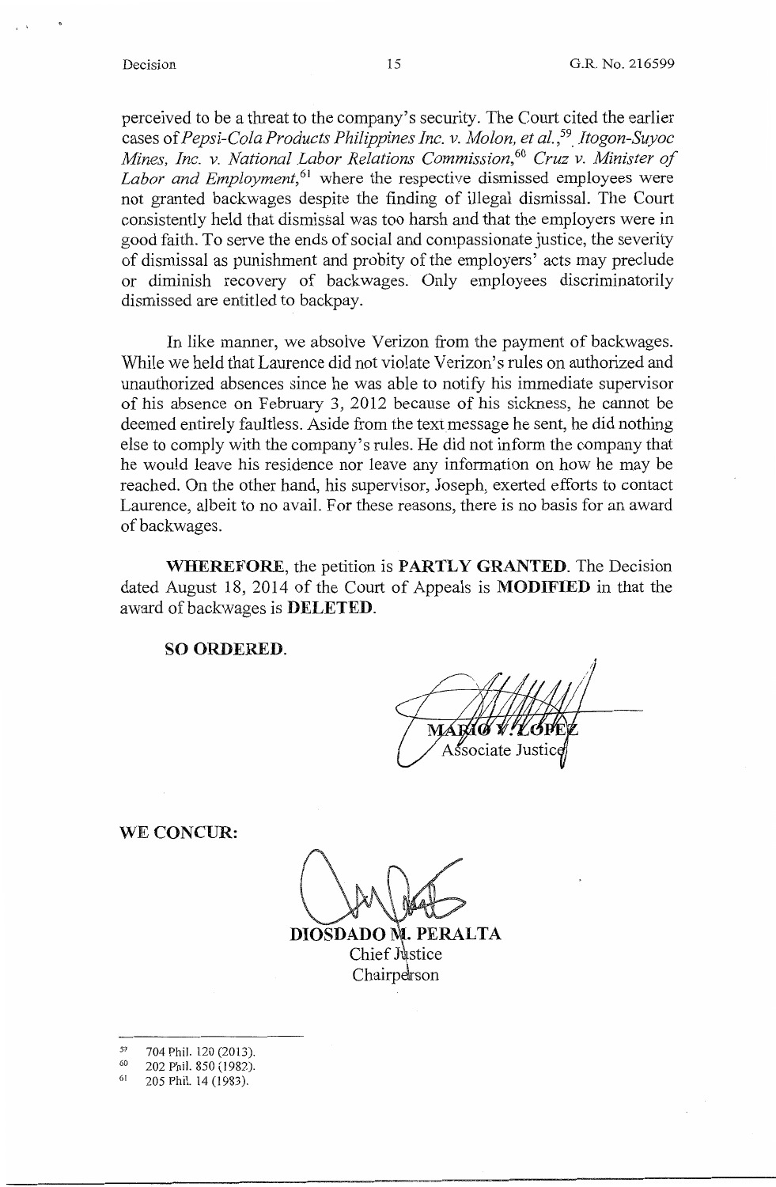perceived to be a threat to the company's security. The Court cited the earlier cases of *Pepsi-Cola Products Philippines Inc. v. Molon, et al.*,[59] *Itogon-Suyoc Mines, Inc. v. National Labor Relations Commission*,[60] *Cruz v. Minister of Labor and Employment*,[61] where the respective dismissed employees were not granted backwages despite the finding of illegal dismissal. The Court consistently held that dismissal was too harsh and that the employers were in good faith. To serve the ends of social and compassionate justice, the severity of dismissal as punishment and probity of the employers' acts may preclude or diminish recovery of backwages. Only employees discriminatorily dismissed are entitled to backpay.

In like manner, we absolve Verizon from the payment of backwages. While we held that Laurence did not violate Verizon's rules on authorized and unauthorized absences since he was able to notify his immediate supervisor of his absence on February 3, 2012 because of his sickness, he cannot be deemed entirely faultless. Aside from the text message he sent, he did nothing else to comply with the company's rules. He did not inform the company that he would leave his residence nor leave any information on how he may be reached. On the other hand, his supervisor, Joseph, exerted efforts to contact Laurence, albeit to no avail. For these reasons, there is no basis for an award of backwages.

**WHEREFORE**, the petition is **PARTLY GRANTED**. The Decision dated August 18, 2014 of the Court of Appeals is **MODIFIED** in that the award of backwages is **DELETED**.

**SO ORDERED.**

MARIO V. LOPEZ
Associate Justice

**WE CONCUR:**

**DIOSDADO M. PERALTA**
Chief Justice
Chairperson

---

[59] 704 Phil. 120 (2013).

[60] 202 Phil. 850 (1982).

[61] 205 Phil. 14 (1983).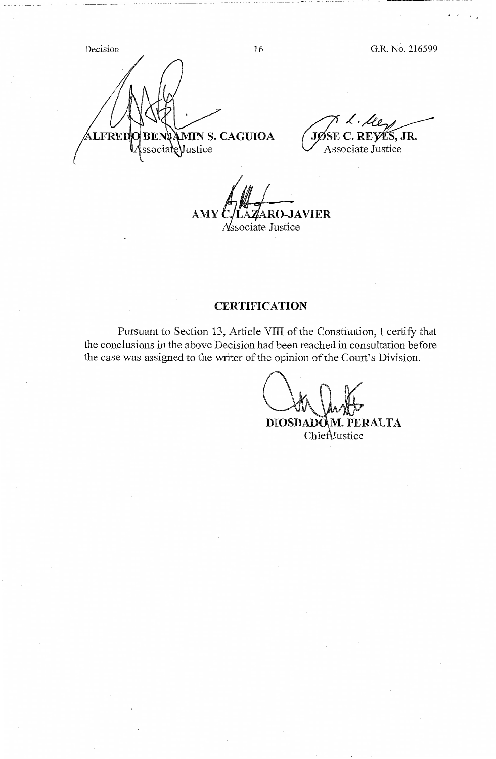**ALFREDO BENJAMIN S. CAGUIOA**
Associate Justice

**JOSE C. REYES, JR.**
Associate Justice

**AMY C. LAZARO-JAVIER**
Associate Justice

## CERTIFICATION

Pursuant to Section 13, Article VIII of the Constitution, I certify that the conclusions in the above Decision had been reached in consultation before the case was assigned to the writer of the opinion of the Court's Division.

**DIOSDADO M. PERALTA**
Chief Justice